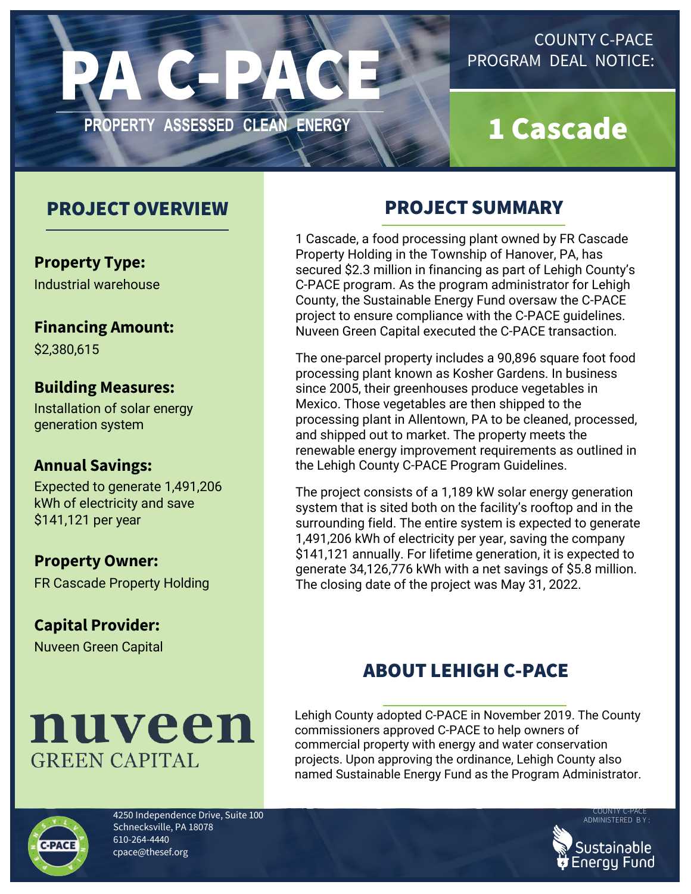# PA C-PACE

**PROPERTY ASSESSED CLEAN ENERGY**

COUNTY C-PACE PROGRAM DEAL NOTICE:

# 1 Cascade

## PROJECT OVERVIEW

**Property Type:**
Industrial warehouse

**Financing Amount:**
$2,380,615

**Building Measures:**
Installation of solar energy generation system

**Annual Savings:**
Expected to generate 1,491,206 kWh of electricity and save $141,121 per year

**Property Owner:**
FR Cascade Property Holding

**Capital Provider:**
Nuveen Green Capital

nuveen
GREEN CAPITAL

## PROJECT SUMMARY

1 Cascade, a food processing plant owned by FR Cascade Property Holding in the Township of Hanover, PA, has secured $2.3 million in financing as part of Lehigh County's C-PACE program. As the program administrator for Lehigh County, the Sustainable Energy Fund oversaw the C-PACE project to ensure compliance with the C-PACE guidelines. Nuveen Green Capital executed the C-PACE transaction.

The one-parcel property includes a 90,896 square foot food processing plant known as Kosher Gardens. In business since 2005, their greenhouses produce vegetables in Mexico. Those vegetables are then shipped to the processing plant in Allentown, PA to be cleaned, processed, and shipped out to market. The property meets the renewable energy improvement requirements as outlined in the Lehigh County C-PACE Program Guidelines.

The project consists of a 1,189 kW solar energy generation system that is sited both on the facility's rooftop and in the surrounding field. The entire system is expected to generate 1,491,206 kWh of electricity per year, saving the company $141,121 annually. For lifetime generation, it is expected to generate 34,126,776 kWh with a net savings of $5.8 million. The closing date of the project was May 31, 2022.

## ABOUT LEHIGH C-PACE

Lehigh County adopted C-PACE in November 2019. The County commissioners approved C-PACE to help owners of commercial property with energy and water conservation projects. Upon approving the ordinance, Lehigh County also named Sustainable Energy Fund as the Program Administrator.

4250 Independence Drive, Suite 100
Schnecksville, PA 18078
610-264-4440
cpace@thesef.org

COUNTY C-PACE ADMINISTERED BY:
Sustainable Energy Fund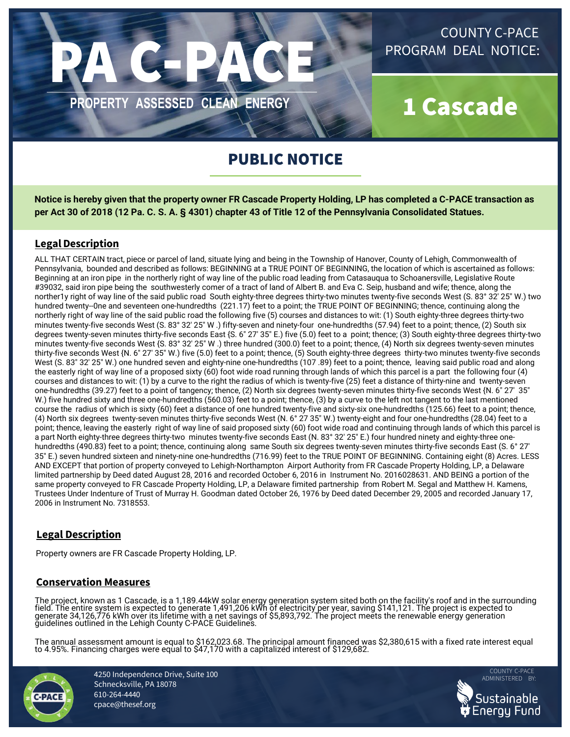# PA C-PACE

PROPERTY ASSESSED CLEAN ENERGY

COUNTY C-PACE PROGRAM DEAL NOTICE:

# 1 Cascade

## PUBLIC NOTICE

**Notice is hereby given that the property owner FR Cascade Property Holding, LP has completed a C-PACE transaction as per Act 30 of 2018 (12 Pa. C. S. A. § 4301) chapter 43 of Title 12 of the Pennsylvania Consolidated Statues.**

### Legal Description

ALL THAT CERTAIN tract, piece or parcel of land, situate lying and being in the Township of Hanover, County of Lehigh, Commonwealth of Pennsylvania, bounded and described as follows: BEGINNING at a TRUE POINT OF BEGINNING, the location of which is ascertained as follows: Beginning at an iron pipe in the northerly right of way line of the public road leading from Catasauqua to Schoanersville, Legislative Route #39032, said iron pipe being the southwesterly comer of a tract of land of Albert B. and Eva C. Seip, husband and wife; thence, along the norther1y right of way line of the said public road South eighty-three degrees thirty-two minutes twenty-five seconds West (S. 83° 32' 25" W.) two hundred twenty--0ne and seventeen one-hundredths (221.17) feet to a point; the TRUE POINT OF BEGINNING; thence, continuing along the northerly right of way line of the said public road the following five (5) courses and distances to wit: (1) South eighty-three degrees thirty-two minutes twenty-five seconds West (S. 83° 32' 25" W .) fifty-seven and ninety-four one-hundredths (57.94) feet to a point; thence, (2) South six degrees twenty-seven minutes thirty-five seconds East {S. 6" 27' 35" E.) five (5.0) feet to a point; thence; (3) South eighty-three degrees thirty-two minutes twenty-five seconds West {S. 83° 32' 25" W .) three hundred (300.0) feet to a point; thence, (4) North six degrees twenty-seven minutes thirty-five seconds West {N. 6" 27' 35" W.) five (5.0) feet to a point; thence, (5) South eighty-three degrees thirty-two minutes twenty-five seconds West (S. 83" 32' 25" W.) one hundred seven and eighty-nine one-hundredths (107 .89) feet to a point; thence, leaving said public road and along the easterly right of way line of a proposed sixty (60) foot wide road running through lands of which this parcel is a part the following four (4) courses and distances to wit: (1) by a curve to the right the radius of which is twenty-five (25) feet a distance of thirty-nine and twenty-seven one-hundredths (39.27) feet to a point of tangency; thence, (2) North six degrees twenty-seven minutes thirty-five seconds West {N. 6" 27' 35" W.) five hundred sixty and three one-hundredths (560.03) feet to a point; thence, (3) by a curve to the left not tangent to the last mentioned course the radius of which is sixty (60) feet a distance of one hundred twenty-five and sixty-six one-hundredths (125.66) feet to a point; thence, (4) North six degrees twenty-seven minutes thirty-five seconds West (N. 6° 27 35" W.) twenty-eight and four one-hundredths (28.04) feet to a point; thence, leaving the easterly right of way line of said proposed sixty (60) foot wide road and continuing through lands of which this parcel is a part North eighty-three degrees thirty-two minutes twenty-five seconds East (N. 83° 32' 25" E.) four hundred ninety and eighty-three one-hundredths (490.83) feet to a point; thence, continuing along same South six degrees twenty-seven minutes thirty-five seconds East (S. 6° 27' 35" E.) seven hundred sixteen and ninety-nine one-hundredths (716.99) feet to the TRUE POINT OF BEGINNING. Containing eight (8) Acres. LESS AND EXCEPT that portion of property conveyed to Lehigh-Northampton Airport Authority from FR Cascade Property Holding, LP, a Delaware limited partnership by Deed dated August 28, 2016 and recorded October 6, 2016 in Instrument No. 2016028631. AND BEING a portion of the same property conveyed to FR Cascade Property Holding, LP, a Delaware fimited partnership from Robert M. Segal and Matthew H. Kamens, Trustees Under Indenture of Trust of Murray H. Goodman dated October 26, 1976 by Deed dated December 29, 2005 and recorded January 17, 2006 in Instrument No. 7318553.

### Legal Description

Property owners are FR Cascade Property Holding, LP.

### Conservation Measures

The project, known as 1 Cascade, is a 1,189.44kW solar energy generation system sited both on the facility's roof and in the surrounding field. The entire system is expected to generate 1,491,206 kWh of electricity per year, saving $141,121. The project is expected to generate 34,126,776 kWh over its lifetime with a net savings of $5,893,792. The project meets the renewable energy generation guidelines outlined in the Lehigh County C-PACE Guidelines.

The annual assessment amount is equal to $162,023.68. The principal amount financed was $2,380,615 with a fixed rate interest equal to 4.95%. Financing charges were equal to $47,170 with a capitalized interest of $129,682.

4250 Independence Drive, Suite 100
Schnecksville, PA 18078
610-264-4440
cpace@thesef.org

COUNTY C-PACE ADMINISTERED BY:
Sustainable Energy Fund